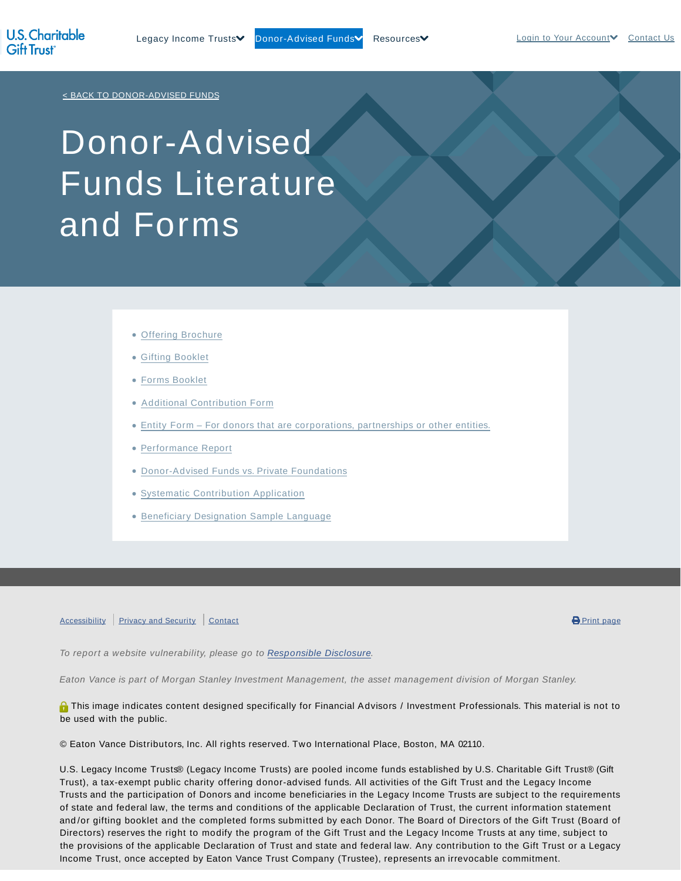U.S. Charitable Gift Trust

Legacy Income Trusts | Donor-Advised Funds | Resources | Login to Your Account | Contact Us

< BACK TO DONOR-ADVISED FUNDS

# Donor-Advised Funds Literature and Forms

- Offering Brochure
- Gifting Booklet
- Forms Booklet
- Additional Contribution Form
- Entity Form – For donors that are corporations, partnerships or other entities.
- Performance Report
- Donor-Advised Funds vs. Private Foundations
- Systematic Contribution Application
- Beneficiary Designation Sample Language

Accessibility | Privacy and Security | Contact

Print page

*To report a website vulnerability, please go to Responsible Disclosure.*

*Eaton Vance is part of Morgan Stanley Investment Management, the asset management division of Morgan Stanley.*

This image indicates content designed specifically for Financial Advisors / Investment Professionals. This material is not to be used with the public.

© Eaton Vance Distributors, Inc. All rights reserved. Two International Place, Boston, MA 02110.

U.S. Legacy Income Trusts® (Legacy Income Trusts) are pooled income funds established by U.S. Charitable Gift Trust® (Gift Trust), a tax-exempt public charity offering donor-advised funds. All activities of the Gift Trust and the Legacy Income Trusts and the participation of Donors and income beneficiaries in the Legacy Income Trusts are subject to the requirements of state and federal law, the terms and conditions of the applicable Declaration of Trust, the current information statement and/or gifting booklet and the completed forms submitted by each Donor. The Board of Directors of the Gift Trust (Board of Directors) reserves the right to modify the program of the Gift Trust and the Legacy Income Trusts at any time, subject to the provisions of the applicable Declaration of Trust and state and federal law. Any contribution to the Gift Trust or a Legacy Income Trust, once accepted by Eaton Vance Trust Company (Trustee), represents an irrevocable commitment.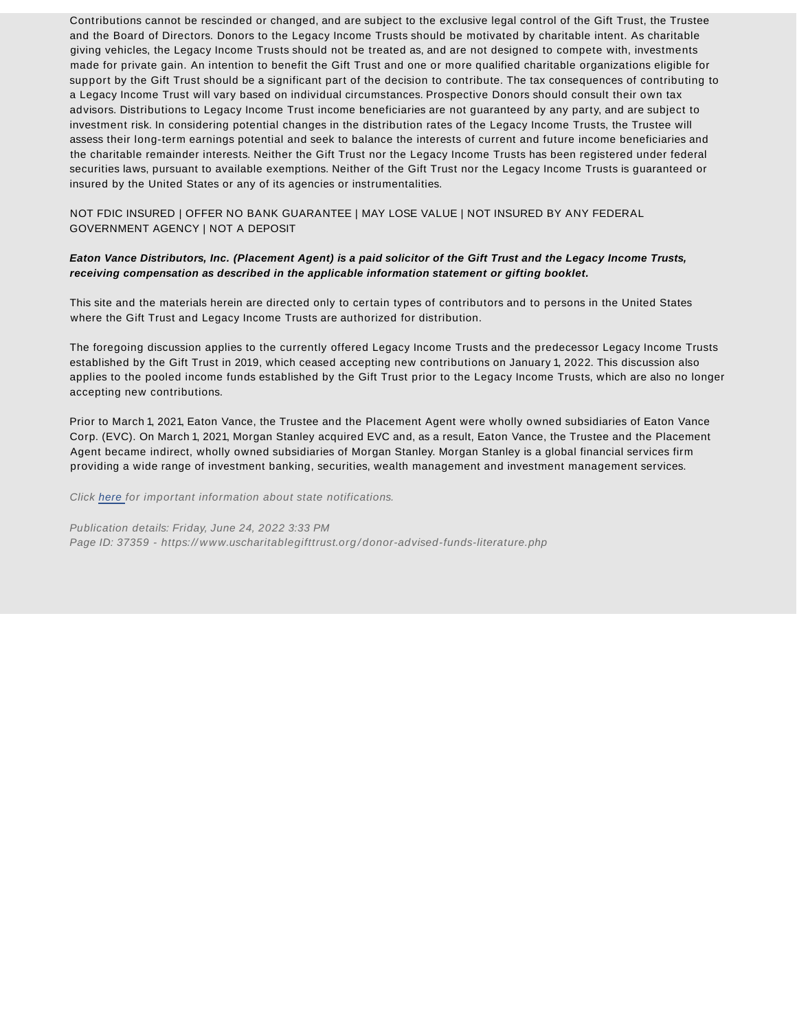Contributions cannot be rescinded or changed, and are subject to the exclusive legal control of the Gift Trust, the Trustee and the Board of Directors. Donors to the Legacy Income Trusts should be motivated by charitable intent. As charitable giving vehicles, the Legacy Income Trusts should not be treated as, and are not designed to compete with, investments made for private gain. An intention to benefit the Gift Trust and one or more qualified charitable organizations eligible for support by the Gift Trust should be a significant part of the decision to contribute. The tax consequences of contributing to a Legacy Income Trust will vary based on individual circumstances. Prospective Donors should consult their own tax advisors. Distributions to Legacy Income Trust income beneficiaries are not guaranteed by any party, and are subject to investment risk. In considering potential changes in the distribution rates of the Legacy Income Trusts, the Trustee will assess their long-term earnings potential and seek to balance the interests of current and future income beneficiaries and the charitable remainder interests. Neither the Gift Trust nor the Legacy Income Trusts has been registered under federal securities laws, pursuant to available exemptions. Neither of the Gift Trust nor the Legacy Income Trusts is guaranteed or insured by the United States or any of its agencies or instrumentalities.

NOT FDIC INSURED | OFFER NO BANK GUARANTEE | MAY LOSE VALUE | NOT INSURED BY ANY FEDERAL GOVERNMENT AGENCY | NOT A DEPOSIT

***Eaton Vance Distributors, Inc. (Placement Agent) is a paid solicitor of the Gift Trust and the Legacy Income Trusts, receiving compensation as described in the applicable information statement or gifting booklet.***

This site and the materials herein are directed only to certain types of contributors and to persons in the United States where the Gift Trust and Legacy Income Trusts are authorized for distribution.

The foregoing discussion applies to the currently offered Legacy Income Trusts and the predecessor Legacy Income Trusts established by the Gift Trust in 2019, which ceased accepting new contributions on January 1, 2022. This discussion also applies to the pooled income funds established by the Gift Trust prior to the Legacy Income Trusts, which are also no longer accepting new contributions.

Prior to March 1, 2021, Eaton Vance, the Trustee and the Placement Agent were wholly owned subsidiaries of Eaton Vance Corp. (EVC). On March 1, 2021, Morgan Stanley acquired EVC and, as a result, Eaton Vance, the Trustee and the Placement Agent became indirect, wholly owned subsidiaries of Morgan Stanley. Morgan Stanley is a global financial services firm providing a wide range of investment banking, securities, wealth management and investment management services.

*Click here for important information about state notifications.*

*Publication details: Friday, June 24, 2022 3:33 PM*
*Page ID: 37359 - https://www.uscharitablegifttrust.org/donor-advised-funds-literature.php*